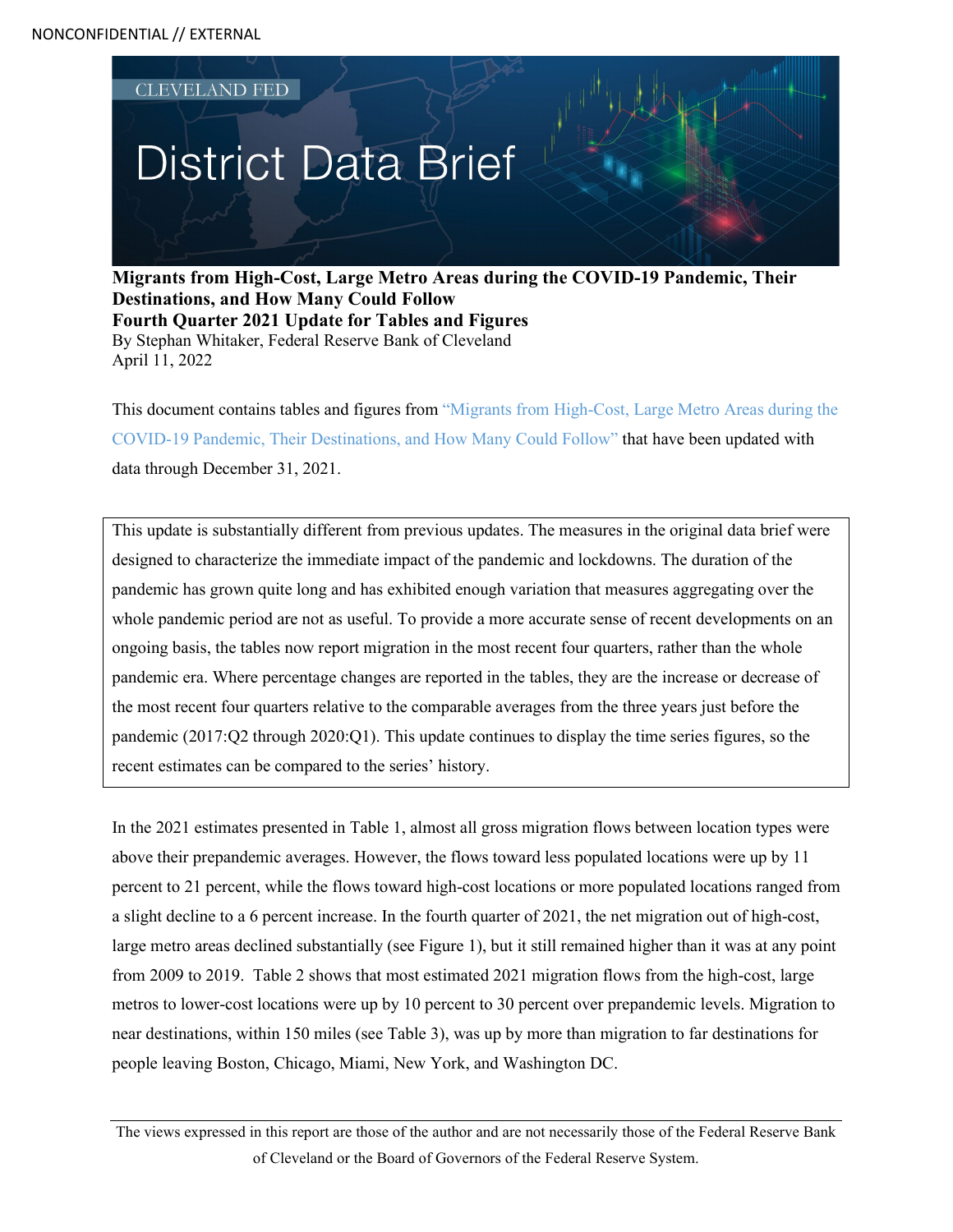NONCONFIDENTIAL // EXTERNAL

CLEVELAND FED

# District Data Brief

**Migrants from High-Cost, Large Metro Areas during the COVID-19 Pandemic, Their Destinations, and How Many Could Follow**
**Fourth Quarter 2021 Update for Tables and Figures**
By Stephan Whitaker, Federal Reserve Bank of Cleveland
April 11, 2022

This document contains tables and figures from "Migrants from High-Cost, Large Metro Areas during the COVID-19 Pandemic, Their Destinations, and How Many Could Follow" that have been updated with data through December 31, 2021.

> This update is substantially different from previous updates. The measures in the original data brief were designed to characterize the immediate impact of the pandemic and lockdowns. The duration of the pandemic has grown quite long and has exhibited enough variation that measures aggregating over the whole pandemic period are not as useful. To provide a more accurate sense of recent developments on an ongoing basis, the tables now report migration in the most recent four quarters, rather than the whole pandemic era. Where percentage changes are reported in the tables, they are the increase or decrease of the most recent four quarters relative to the comparable averages from the three years just before the pandemic (2017:Q2 through 2020:Q1). This update continues to display the time series figures, so the recent estimates can be compared to the series' history.

In the 2021 estimates presented in Table 1, almost all gross migration flows between location types were above their prepandemic averages. However, the flows toward less populated locations were up by 11 percent to 21 percent, while the flows toward high-cost locations or more populated locations ranged from a slight decline to a 6 percent increase. In the fourth quarter of 2021, the net migration out of high-cost, large metro areas declined substantially (see Figure 1), but it still remained higher than it was at any point from 2009 to 2019. Table 2 shows that most estimated 2021 migration flows from the high-cost, large metros to lower-cost locations were up by 10 percent to 30 percent over prepandemic levels. Migration to near destinations, within 150 miles (see Table 3), was up by more than migration to far destinations for people leaving Boston, Chicago, Miami, New York, and Washington DC.

The views expressed in this report are those of the author and are not necessarily those of the Federal Reserve Bank of Cleveland or the Board of Governors of the Federal Reserve System.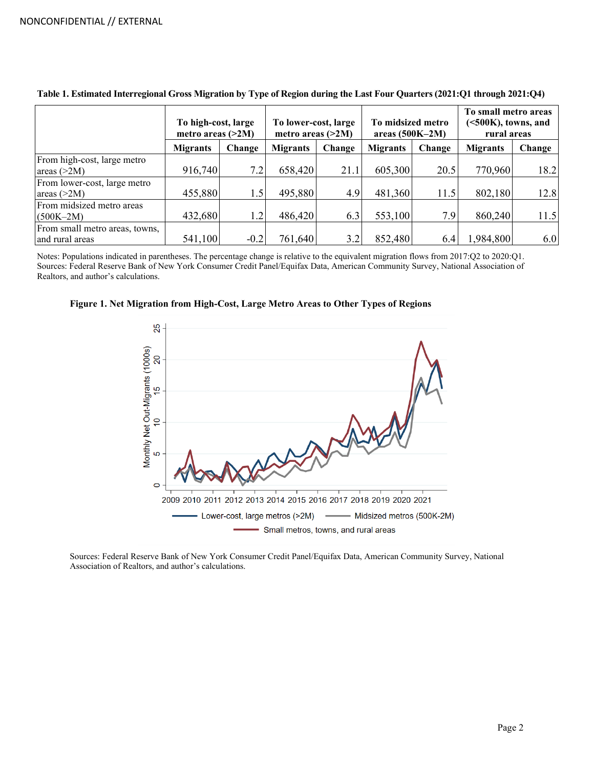**Table 1. Estimated Interregional Gross Migration by Type of Region during the Last Four Quarters (2021:Q1 through 2021:Q4)**

| | To high-cost, large metro areas (>2M) | | To lower-cost, large metro areas (>2M) | | To midsized metro areas (500K–2M) | | To small metro areas (<500K), towns, and rural areas | |
|---|---|---|---|---|---|---|---|---|
| | Migrants | Change | Migrants | Change | Migrants | Change | Migrants | Change |
| From high-cost, large metro areas (>2M) | 916,740 | 7.2 | 658,420 | 21.1 | 605,300 | 20.5 | 770,960 | 18.2 |
| From lower-cost, large metro areas (>2M) | 455,880 | 1.5 | 495,880 | 4.9 | 481,360 | 11.5 | 802,180 | 12.8 |
| From midsized metro areas (500K–2M) | 432,680 | 1.2 | 486,420 | 6.3 | 553,100 | 7.9 | 860,240 | 11.5 |
| From small metro areas, towns, and rural areas | 541,100 | -0.2 | 761,640 | 3.2 | 852,480 | 6.4 | 1,984,800 | 6.0 |

Notes: Populations indicated in parentheses. The percentage change is relative to the equivalent migration flows from 2017:Q2 to 2020:Q1.
Sources: Federal Reserve Bank of New York Consumer Credit Panel/Equifax Data, American Community Survey, National Association of Realtors, and author's calculations.

**Figure 1. Net Migration from High-Cost, Large Metro Areas to Other Types of Regions**

Sources: Federal Reserve Bank of New York Consumer Credit Panel/Equifax Data, American Community Survey, National Association of Realtors, and author's calculations.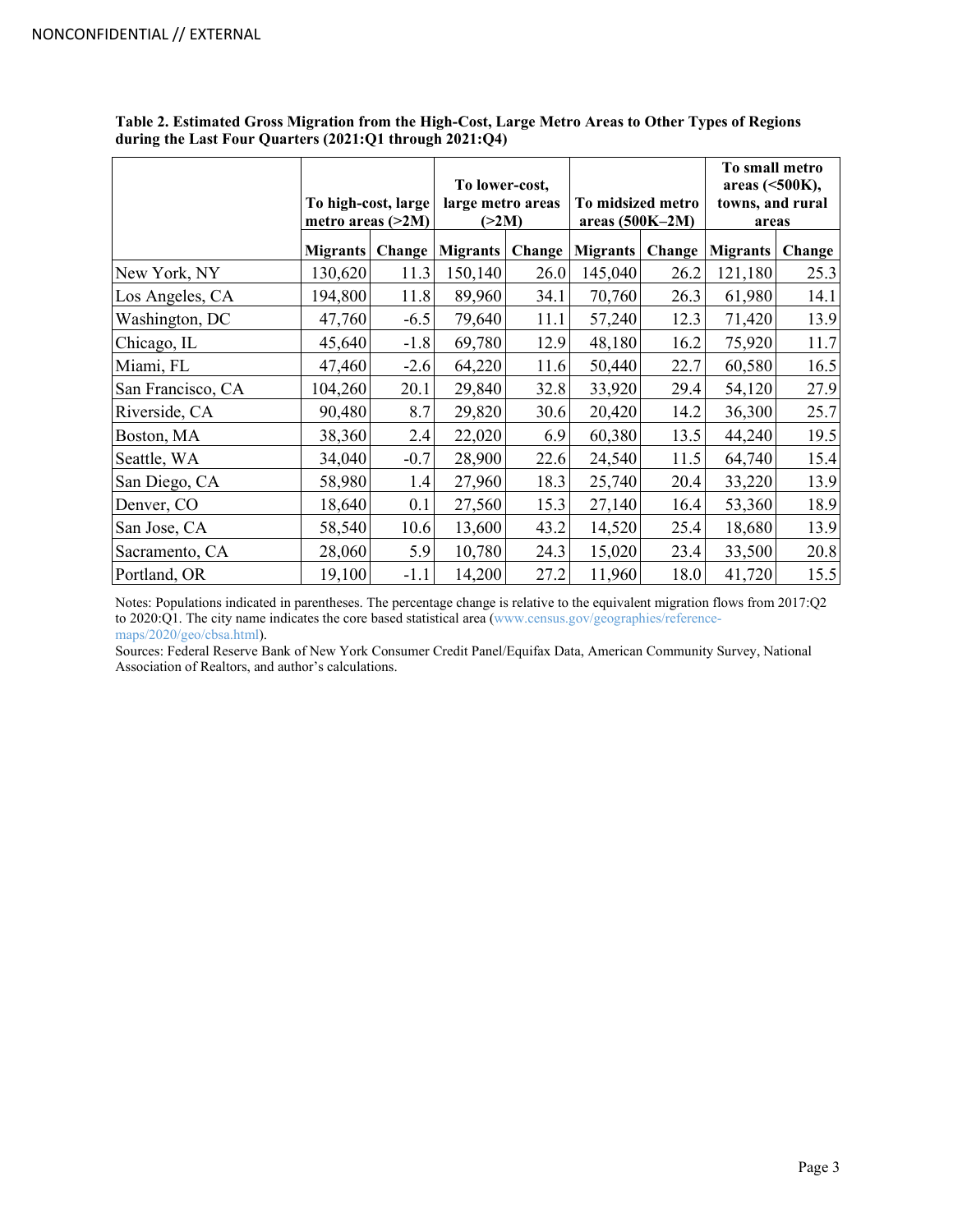NONCONFIDENTIAL // EXTERNAL

**Table 2. Estimated Gross Migration from the High-Cost, Large Metro Areas to Other Types of Regions during the Last Four Quarters (2021:Q1 through 2021:Q4)**

| | To high-cost, large metro areas (>2M) | | To lower-cost, large metro areas (>2M) | | To midsized metro areas (500K–2M) | | To small metro areas (<500K), towns, and rural areas | |
|---|---|---|---|---|---|---|---|---|
| | **Migrants** | **Change** | **Migrants** | **Change** | **Migrants** | **Change** | **Migrants** | **Change** |
| New York, NY | 130,620 | 11.3 | 150,140 | 26.0 | 145,040 | 26.2 | 121,180 | 25.3 |
| Los Angeles, CA | 194,800 | 11.8 | 89,960 | 34.1 | 70,760 | 26.3 | 61,980 | 14.1 |
| Washington, DC | 47,760 | -6.5 | 79,640 | 11.1 | 57,240 | 12.3 | 71,420 | 13.9 |
| Chicago, IL | 45,640 | -1.8 | 69,780 | 12.9 | 48,180 | 16.2 | 75,920 | 11.7 |
| Miami, FL | 47,460 | -2.6 | 64,220 | 11.6 | 50,440 | 22.7 | 60,580 | 16.5 |
| San Francisco, CA | 104,260 | 20.1 | 29,840 | 32.8 | 33,920 | 29.4 | 54,120 | 27.9 |
| Riverside, CA | 90,480 | 8.7 | 29,820 | 30.6 | 20,420 | 14.2 | 36,300 | 25.7 |
| Boston, MA | 38,360 | 2.4 | 22,020 | 6.9 | 60,380 | 13.5 | 44,240 | 19.5 |
| Seattle, WA | 34,040 | -0.7 | 28,900 | 22.6 | 24,540 | 11.5 | 64,740 | 15.4 |
| San Diego, CA | 58,980 | 1.4 | 27,960 | 18.3 | 25,740 | 20.4 | 33,220 | 13.9 |
| Denver, CO | 18,640 | 0.1 | 27,560 | 15.3 | 27,140 | 16.4 | 53,360 | 18.9 |
| San Jose, CA | 58,540 | 10.6 | 13,600 | 43.2 | 14,520 | 25.4 | 18,680 | 13.9 |
| Sacramento, CA | 28,060 | 5.9 | 10,780 | 24.3 | 15,020 | 23.4 | 33,500 | 20.8 |
| Portland, OR | 19,100 | -1.1 | 14,200 | 27.2 | 11,960 | 18.0 | 41,720 | 15.5 |

Notes: Populations indicated in parentheses. The percentage change is relative to the equivalent migration flows from 2017:Q2 to 2020:Q1. The city name indicates the core based statistical area (www.census.gov/geographies/reference-maps/2020/geo/cbsa.html).

Sources: Federal Reserve Bank of New York Consumer Credit Panel/Equifax Data, American Community Survey, National Association of Realtors, and author's calculations.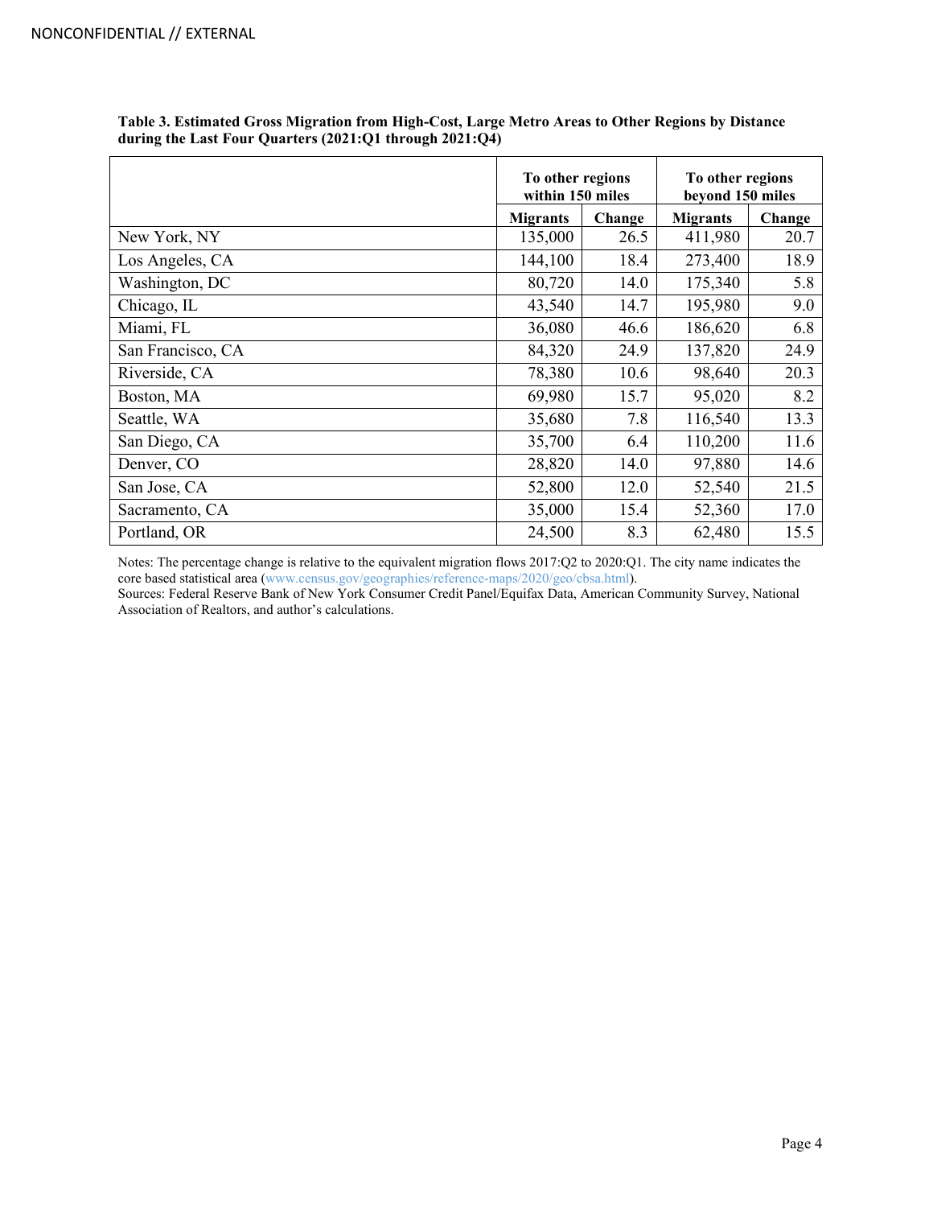**Table 3. Estimated Gross Migration from High-Cost, Large Metro Areas to Other Regions by Distance during the Last Four Quarters (2021:Q1 through 2021:Q4)**

| | To other regions within 150 miles | | To other regions beyond 150 miles | |
|---|---|---|---|---|
| | Migrants | Change | Migrants | Change |
| New York, NY | 135,000 | 26.5 | 411,980 | 20.7 |
| Los Angeles, CA | 144,100 | 18.4 | 273,400 | 18.9 |
| Washington, DC | 80,720 | 14.0 | 175,340 | 5.8 |
| Chicago, IL | 43,540 | 14.7 | 195,980 | 9.0 |
| Miami, FL | 36,080 | 46.6 | 186,620 | 6.8 |
| San Francisco, CA | 84,320 | 24.9 | 137,820 | 24.9 |
| Riverside, CA | 78,380 | 10.6 | 98,640 | 20.3 |
| Boston, MA | 69,980 | 15.7 | 95,020 | 8.2 |
| Seattle, WA | 35,680 | 7.8 | 116,540 | 13.3 |
| San Diego, CA | 35,700 | 6.4 | 110,200 | 11.6 |
| Denver, CO | 28,820 | 14.0 | 97,880 | 14.6 |
| San Jose, CA | 52,800 | 12.0 | 52,540 | 21.5 |
| Sacramento, CA | 35,000 | 15.4 | 52,360 | 17.0 |
| Portland, OR | 24,500 | 8.3 | 62,480 | 15.5 |

Notes: The percentage change is relative to the equivalent migration flows 2017:Q2 to 2020:Q1. The city name indicates the core based statistical area (www.census.gov/geographies/reference-maps/2020/geo/cbsa.html).

Sources: Federal Reserve Bank of New York Consumer Credit Panel/Equifax Data, American Community Survey, National Association of Realtors, and author's calculations.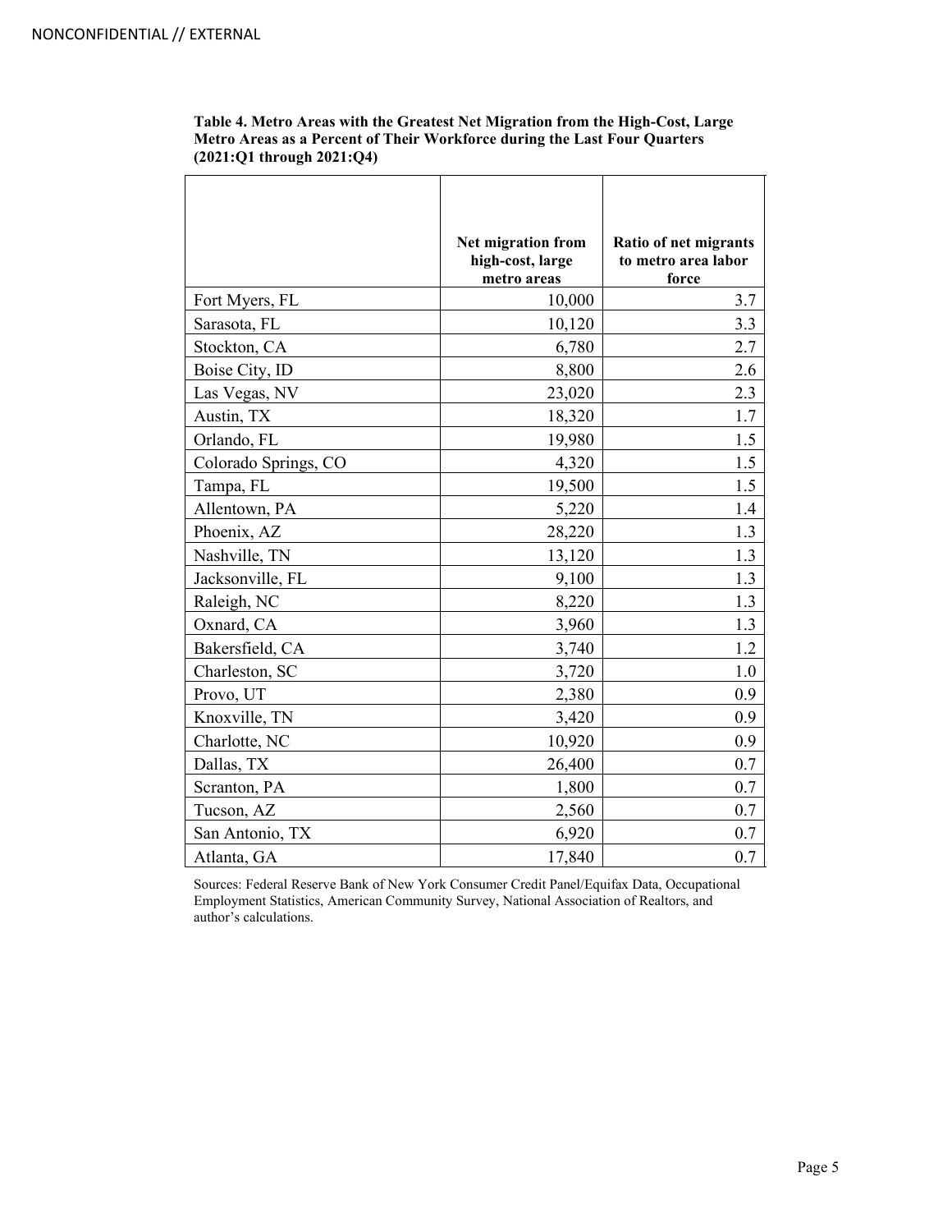**Table 4. Metro Areas with the Greatest Net Migration from the High-Cost, Large Metro Areas as a Percent of Their Workforce during the Last Four Quarters (2021:Q1 through 2021:Q4)**

| | Net migration from high-cost, large metro areas | Ratio of net migrants to metro area labor force |
|---|---|---|
| Fort Myers, FL | 10,000 | 3.7 |
| Sarasota, FL | 10,120 | 3.3 |
| Stockton, CA | 6,780 | 2.7 |
| Boise City, ID | 8,800 | 2.6 |
| Las Vegas, NV | 23,020 | 2.3 |
| Austin, TX | 18,320 | 1.7 |
| Orlando, FL | 19,980 | 1.5 |
| Colorado Springs, CO | 4,320 | 1.5 |
| Tampa, FL | 19,500 | 1.5 |
| Allentown, PA | 5,220 | 1.4 |
| Phoenix, AZ | 28,220 | 1.3 |
| Nashville, TN | 13,120 | 1.3 |
| Jacksonville, FL | 9,100 | 1.3 |
| Raleigh, NC | 8,220 | 1.3 |
| Oxnard, CA | 3,960 | 1.3 |
| Bakersfield, CA | 3,740 | 1.2 |
| Charleston, SC | 3,720 | 1.0 |
| Provo, UT | 2,380 | 0.9 |
| Knoxville, TN | 3,420 | 0.9 |
| Charlotte, NC | 10,920 | 0.9 |
| Dallas, TX | 26,400 | 0.7 |
| Scranton, PA | 1,800 | 0.7 |
| Tucson, AZ | 2,560 | 0.7 |
| San Antonio, TX | 6,920 | 0.7 |
| Atlanta, GA | 17,840 | 0.7 |

Sources: Federal Reserve Bank of New York Consumer Credit Panel/Equifax Data, Occupational Employment Statistics, American Community Survey, National Association of Realtors, and author's calculations.